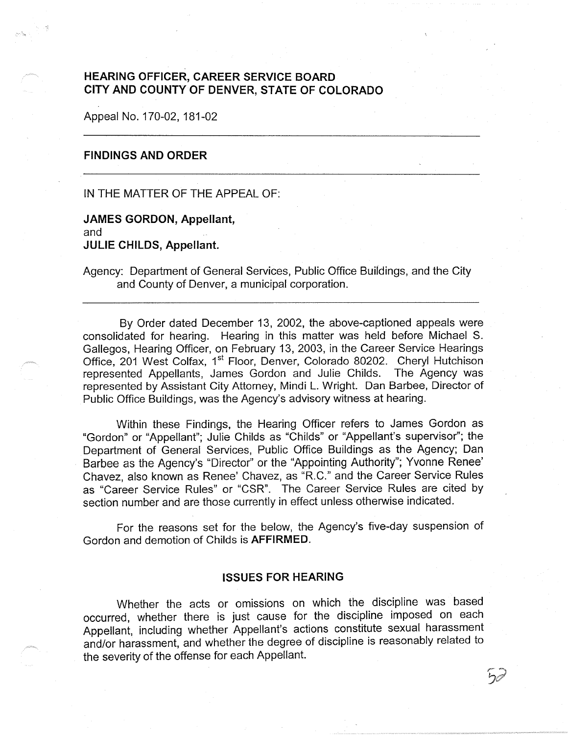# HEARING OFFICER, CAREER SERVICE BOARD
# CITY AND COUNTY OF DENVER, STATE OF COLORADO

Appeal No. 170-02, 181-02

---

## FINDINGS AND ORDER

---

IN THE MATTER OF THE APPEAL OF:

**JAMES GORDON, Appellant,**
and
**JULIE CHILDS, Appellant.**

Agency: Department of General Services, Public Office Buildings, and the City and County of Denver, a municipal corporation.

---

By Order dated December 13, 2002, the above-captioned appeals were consolidated for hearing. Hearing in this matter was held before Michael S. Gallegos, Hearing Officer, on February 13, 2003, in the Career Service Hearings Office, 201 West Colfax, 1st Floor, Denver, Colorado 80202. Cheryl Hutchison represented Appellants, James Gordon and Julie Childs. The Agency was represented by Assistant City Attorney, Mindi L. Wright. Dan Barbee, Director of Public Office Buildings, was the Agency's advisory witness at hearing.

Within these Findings, the Hearing Officer refers to James Gordon as "Gordon" or "Appellant"; Julie Childs as "Childs" or "Appellant's supervisor"; the Department of General Services, Public Office Buildings as the Agency; Dan Barbee as the Agency's "Director" or the "Appointing Authority"; Yvonne Renee' Chavez, also known as Renee' Chavez, as "R.C." and the Career Service Rules as "Career Service Rules" or "CSR". The Career Service Rules are cited by section number and are those currently in effect unless otherwise indicated.

For the reasons set for the below, the Agency's five-day suspension of Gordon and demotion of Childs is **AFFIRMED**.

## ISSUES FOR HEARING

Whether the acts or omissions on which the discipline was based occurred, whether there is just cause for the discipline imposed on each Appellant, including whether Appellant's actions constitute sexual harassment and/or harassment, and whether the degree of discipline is reasonably related to the severity of the offense for each Appellant.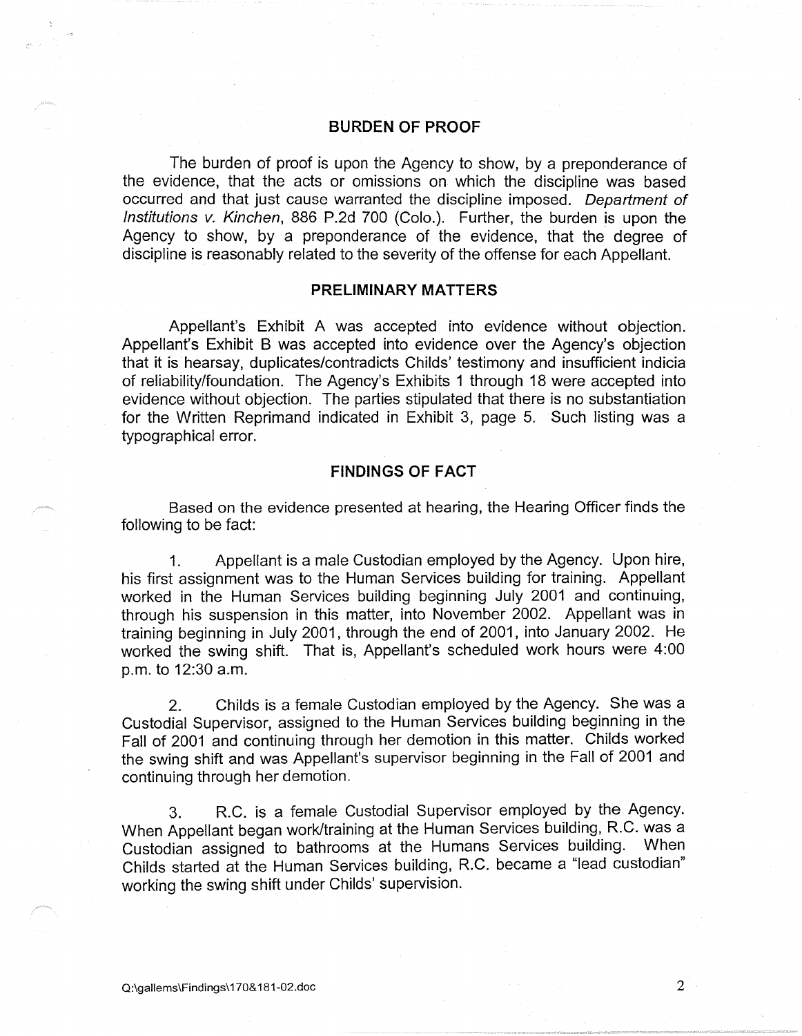## BURDEN OF PROOF

The burden of proof is upon the Agency to show, by a preponderance of the evidence, that the acts or omissions on which the discipline was based occurred and that just cause warranted the discipline imposed. *Department of Institutions v. Kinchen*, 886 P.2d 700 (Colo.). Further, the burden is upon the Agency to show, by a preponderance of the evidence, that the degree of discipline is reasonably related to the severity of the offense for each Appellant.

## PRELIMINARY MATTERS

Appellant's Exhibit A was accepted into evidence without objection. Appellant's Exhibit B was accepted into evidence over the Agency's objection that it is hearsay, duplicates/contradicts Childs' testimony and insufficient indicia of reliability/foundation. The Agency's Exhibits 1 through 18 were accepted into evidence without objection. The parties stipulated that there is no substantiation for the Written Reprimand indicated in Exhibit 3, page 5. Such listing was a typographical error.

## FINDINGS OF FACT

Based on the evidence presented at hearing, the Hearing Officer finds the following to be fact:

1. Appellant is a male Custodian employed by the Agency. Upon hire, his first assignment was to the Human Services building for training. Appellant worked in the Human Services building beginning July 2001 and continuing, through his suspension in this matter, into November 2002. Appellant was in training beginning in July 2001, through the end of 2001, into January 2002. He worked the swing shift. That is, Appellant's scheduled work hours were 4:00 p.m. to 12:30 a.m.

2. Childs is a female Custodian employed by the Agency. She was a Custodial Supervisor, assigned to the Human Services building beginning in the Fall of 2001 and continuing through her demotion in this matter. Childs worked the swing shift and was Appellant's supervisor beginning in the Fall of 2001 and continuing through her demotion.

3. R.C. is a female Custodial Supervisor employed by the Agency. When Appellant began work/training at the Human Services building, R.C. was a Custodian assigned to bathrooms at the Humans Services building. When Childs started at the Human Services building, R.C. became a "lead custodian" working the swing shift under Childs' supervision.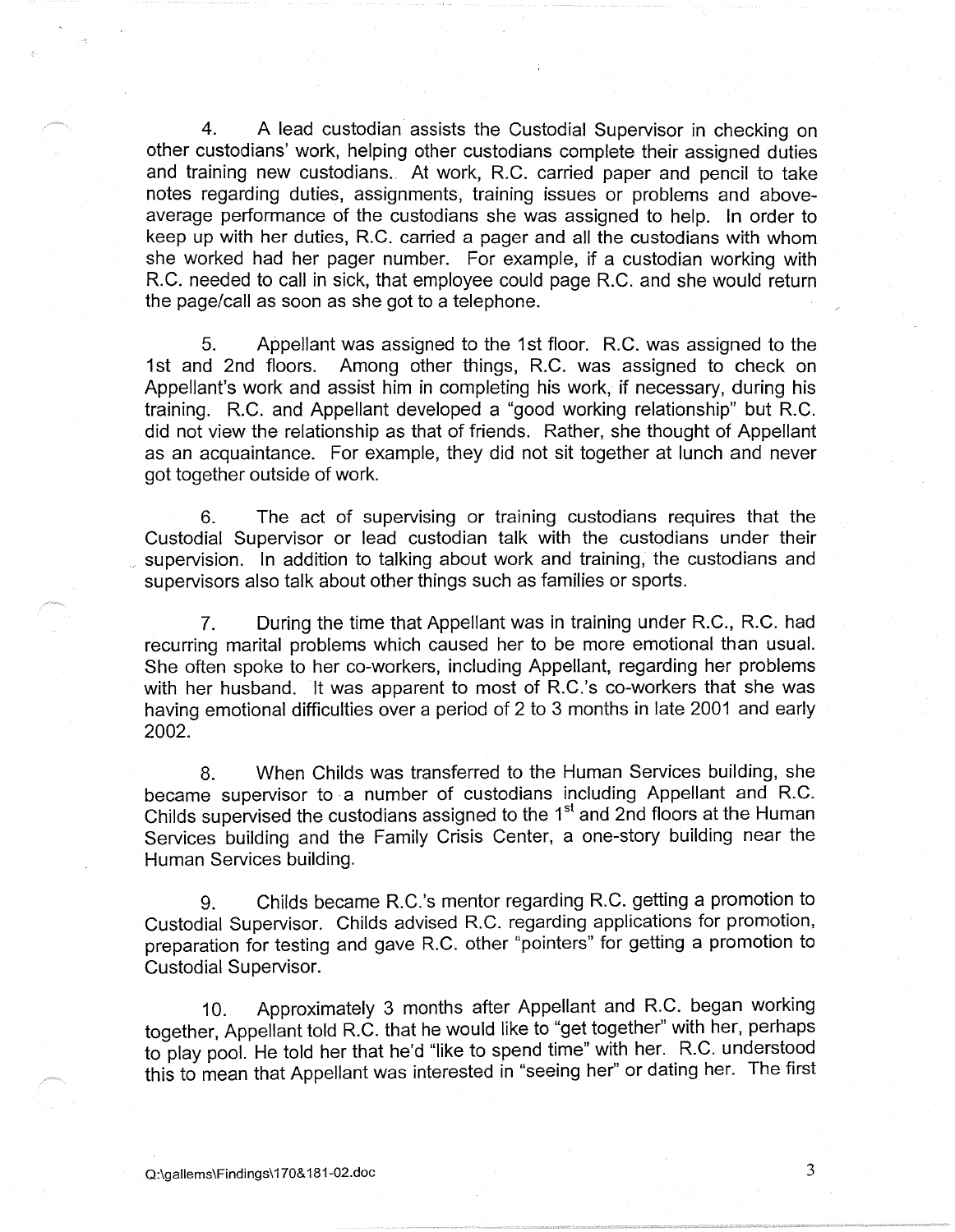4. A lead custodian assists the Custodial Supervisor in checking on other custodians' work, helping other custodians complete their assigned duties and training new custodians. At work, R.C. carried paper and pencil to take notes regarding duties, assignments, training issues or problems and above-average performance of the custodians she was assigned to help. In order to keep up with her duties, R.C. carried a pager and all the custodians with whom she worked had her pager number. For example, if a custodian working with R.C. needed to call in sick, that employee could page R.C. and she would return the page/call as soon as she got to a telephone.

5. Appellant was assigned to the 1st floor. R.C. was assigned to the 1st and 2nd floors. Among other things, R.C. was assigned to check on Appellant's work and assist him in completing his work, if necessary, during his training. R.C. and Appellant developed a "good working relationship" but R.C. did not view the relationship as that of friends. Rather, she thought of Appellant as an acquaintance. For example, they did not sit together at lunch and never got together outside of work.

6. The act of supervising or training custodians requires that the Custodial Supervisor or lead custodian talk with the custodians under their supervision. In addition to talking about work and training, the custodians and supervisors also talk about other things such as families or sports.

7. During the time that Appellant was in training under R.C., R.C. had recurring marital problems which caused her to be more emotional than usual. She often spoke to her co-workers, including Appellant, regarding her problems with her husband. It was apparent to most of R.C.'s co-workers that she was having emotional difficulties over a period of 2 to 3 months in late 2001 and early 2002.

8. When Childs was transferred to the Human Services building, she became supervisor to a number of custodians including Appellant and R.C. Childs supervised the custodians assigned to the 1st and 2nd floors at the Human Services building and the Family Crisis Center, a one-story building near the Human Services building.

9. Childs became R.C.'s mentor regarding R.C. getting a promotion to Custodial Supervisor. Childs advised R.C. regarding applications for promotion, preparation for testing and gave R.C. other "pointers" for getting a promotion to Custodial Supervisor.

10. Approximately 3 months after Appellant and R.C. began working together, Appellant told R.C. that he would like to "get together" with her, perhaps to play pool. He told her that he'd "like to spend time" with her. R.C. understood this to mean that Appellant was interested in "seeing her" or dating her. The first

Q:\gallems\Findings\170&181-02.doc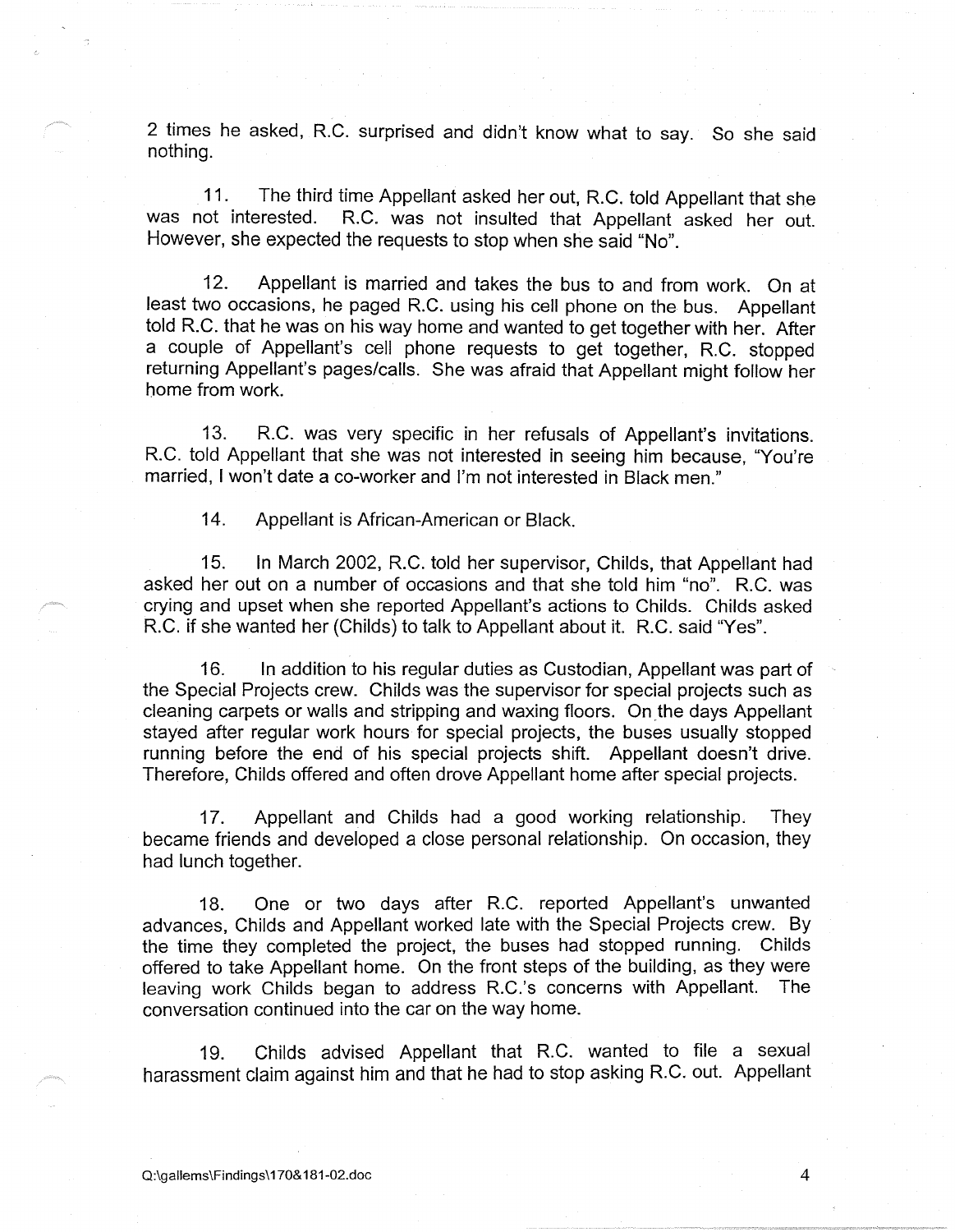2 times he asked, R.C. surprised and didn't know what to say. So she said nothing.

11. The third time Appellant asked her out, R.C. told Appellant that she was not interested. R.C. was not insulted that Appellant asked her out. However, she expected the requests to stop when she said "No".

12. Appellant is married and takes the bus to and from work. On at least two occasions, he paged R.C. using his cell phone on the bus. Appellant told R.C. that he was on his way home and wanted to get together with her. After a couple of Appellant's cell phone requests to get together, R.C. stopped returning Appellant's pages/calls. She was afraid that Appellant might follow her home from work.

13. R.C. was very specific in her refusals of Appellant's invitations. R.C. told Appellant that she was not interested in seeing him because, "You're married, I won't date a co-worker and I'm not interested in Black men."

14. Appellant is African-American or Black.

15. In March 2002, R.C. told her supervisor, Childs, that Appellant had asked her out on a number of occasions and that she told him "no". R.C. was crying and upset when she reported Appellant's actions to Childs. Childs asked R.C. if she wanted her (Childs) to talk to Appellant about it. R.C. said "Yes".

16. In addition to his regular duties as Custodian, Appellant was part of the Special Projects crew. Childs was the supervisor for special projects such as cleaning carpets or walls and stripping and waxing floors. On the days Appellant stayed after regular work hours for special projects, the buses usually stopped running before the end of his special projects shift. Appellant doesn't drive. Therefore, Childs offered and often drove Appellant home after special projects.

17. Appellant and Childs had a good working relationship. They became friends and developed a close personal relationship. On occasion, they had lunch together.

18. One or two days after R.C. reported Appellant's unwanted advances, Childs and Appellant worked late with the Special Projects crew. By the time they completed the project, the buses had stopped running. Childs offered to take Appellant home. On the front steps of the building, as they were leaving work Childs began to address R.C.'s concerns with Appellant. The conversation continued into the car on the way home.

19. Childs advised Appellant that R.C. wanted to file a sexual harassment claim against him and that he had to stop asking R.C. out. Appellant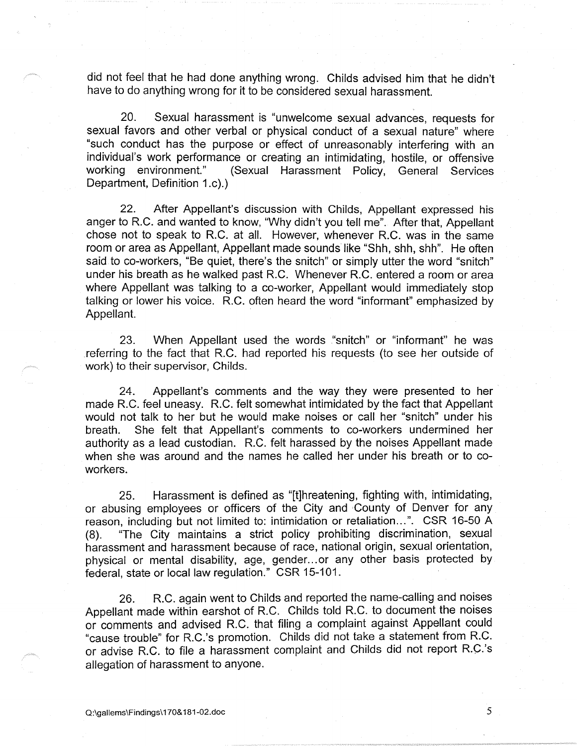did not feel that he had done anything wrong. Childs advised him that he didn't have to do anything wrong for it to be considered sexual harassment.

20. Sexual harassment is "unwelcome sexual advances, requests for sexual favors and other verbal or physical conduct of a sexual nature" where "such conduct has the purpose or effect of unreasonably interfering with an individual's work performance or creating an intimidating, hostile, or offensive working environment." (Sexual Harassment Policy, General Services Department, Definition 1.c).)

22. After Appellant's discussion with Childs, Appellant expressed his anger to R.C. and wanted to know, "Why didn't you tell me". After that, Appellant chose not to speak to R.C. at all. However, whenever R.C. was in the same room or area as Appellant, Appellant made sounds like "Shh, shh, shh". He often said to co-workers, "Be quiet, there's the snitch" or simply utter the word "snitch" under his breath as he walked past R.C. Whenever R.C. entered a room or area where Appellant was talking to a co-worker, Appellant would immediately stop talking or lower his voice. R.C. often heard the word "informant" emphasized by Appellant.

23. When Appellant used the words "snitch" or "informant" he was referring to the fact that R.C. had reported his requests (to see her outside of work) to their supervisor, Childs.

24. Appellant's comments and the way they were presented to her made R.C. feel uneasy. R.C. felt somewhat intimidated by the fact that Appellant would not talk to her but he would make noises or call her "snitch" under his breath. She felt that Appellant's comments to co-workers undermined her authority as a lead custodian. R.C. felt harassed by the noises Appellant made when she was around and the names he called her under his breath or to co-workers.

25. Harassment is defined as "[t]hreatening, fighting with, intimidating, or abusing employees or officers of the City and County of Denver for any reason, including but not limited to: intimidation or retaliation...". CSR 16-50 A (8). "The City maintains a strict policy prohibiting discrimination, sexual harassment and harassment because of race, national origin, sexual orientation, physical or mental disability, age, gender...or any other basis protected by federal, state or local law regulation." CSR 15-101.

26. R.C. again went to Childs and reported the name-calling and noises Appellant made within earshot of R.C. Childs told R.C. to document the noises or comments and advised R.C. that filing a complaint against Appellant could "cause trouble" for R.C.'s promotion. Childs did not take a statement from R.C. or advise R.C. to file a harassment complaint and Childs did not report R.C.'s allegation of harassment to anyone.

Q:\gallems\Findings\170&181-02.doc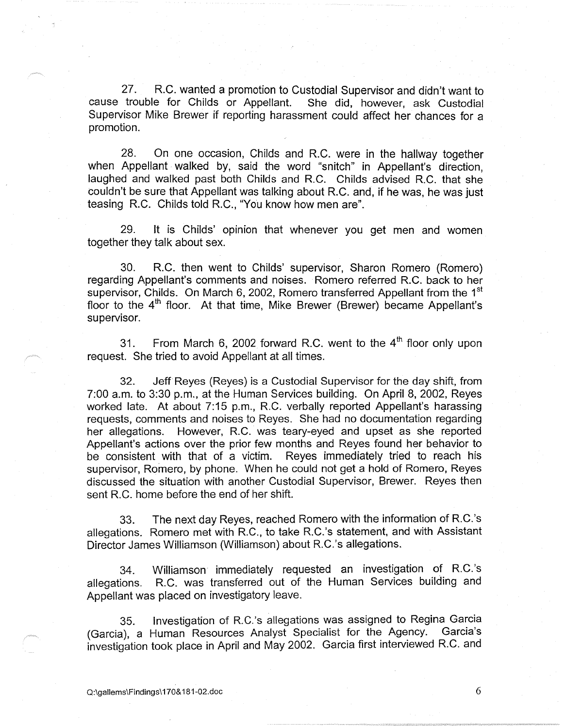27. R.C. wanted a promotion to Custodial Supervisor and didn't want to cause trouble for Childs or Appellant. She did, however, ask Custodial Supervisor Mike Brewer if reporting harassment could affect her chances for a promotion.

28. On one occasion, Childs and R.C. were in the hallway together when Appellant walked by, said the word "snitch" in Appellant's direction, laughed and walked past both Childs and R.C. Childs advised R.C. that she couldn't be sure that Appellant was talking about R.C. and, if he was, he was just teasing R.C. Childs told R.C., "You know how men are".

29. It is Childs' opinion that whenever you get men and women together they talk about sex.

30. R.C. then went to Childs' supervisor, Sharon Romero (Romero) regarding Appellant's comments and noises. Romero referred R.C. back to her supervisor, Childs. On March 6, 2002, Romero transferred Appellant from the 1st floor to the 4th floor. At that time, Mike Brewer (Brewer) became Appellant's supervisor.

31. From March 6, 2002 forward R.C. went to the 4th floor only upon request. She tried to avoid Appellant at all times.

32. Jeff Reyes (Reyes) is a Custodial Supervisor for the day shift, from 7:00 a.m. to 3:30 p.m., at the Human Services building. On April 8, 2002, Reyes worked late. At about 7:15 p.m., R.C. verbally reported Appellant's harassing requests, comments and noises to Reyes. She had no documentation regarding her allegations. However, R.C. was teary-eyed and upset as she reported Appellant's actions over the prior few months and Reyes found her behavior to be consistent with that of a victim. Reyes immediately tried to reach his supervisor, Romero, by phone. When he could not get a hold of Romero, Reyes discussed the situation with another Custodial Supervisor, Brewer. Reyes then sent R.C. home before the end of her shift.

33. The next day Reyes, reached Romero with the information of R.C.'s allegations. Romero met with R.C., to take R.C.'s statement, and with Assistant Director James Williamson (Williamson) about R.C.'s allegations.

34. Williamson immediately requested an investigation of R.C.'s allegations. R.C. was transferred out of the Human Services building and Appellant was placed on investigatory leave.

35. Investigation of R.C.'s allegations was assigned to Regina Garcia (Garcia), a Human Resources Analyst Specialist for the Agency. Garcia's investigation took place in April and May 2002. Garcia first interviewed R.C. and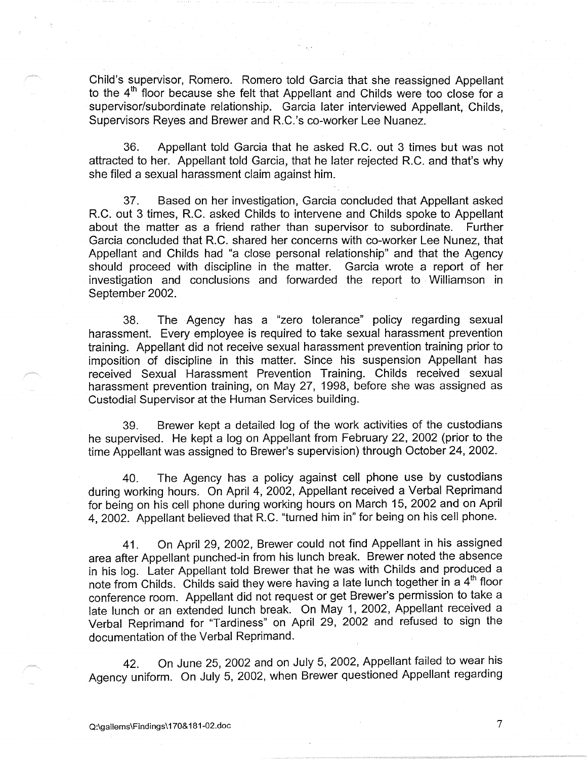Child's supervisor, Romero. Romero told Garcia that she reassigned Appellant to the 4th floor because she felt that Appellant and Childs were too close for a supervisor/subordinate relationship. Garcia later interviewed Appellant, Childs, Supervisors Reyes and Brewer and R.C.'s co-worker Lee Nuanez.

36. Appellant told Garcia that he asked R.C. out 3 times but was not attracted to her. Appellant told Garcia, that he later rejected R.C. and that's why she filed a sexual harassment claim against him.

37. Based on her investigation, Garcia concluded that Appellant asked R.C. out 3 times, R.C. asked Childs to intervene and Childs spoke to Appellant about the matter as a friend rather than supervisor to subordinate. Further Garcia concluded that R.C. shared her concerns with co-worker Lee Nunez, that Appellant and Childs had "a close personal relationship" and that the Agency should proceed with discipline in the matter. Garcia wrote a report of her investigation and conclusions and forwarded the report to Williamson in September 2002.

38. The Agency has a "zero tolerance" policy regarding sexual harassment. Every employee is required to take sexual harassment prevention training. Appellant did not receive sexual harassment prevention training prior to imposition of discipline in this matter. Since his suspension Appellant has received Sexual Harassment Prevention Training. Childs received sexual harassment prevention training, on May 27, 1998, before she was assigned as Custodial Supervisor at the Human Services building.

39. Brewer kept a detailed log of the work activities of the custodians he supervised. He kept a log on Appellant from February 22, 2002 (prior to the time Appellant was assigned to Brewer's supervision) through October 24, 2002.

40. The Agency has a policy against cell phone use by custodians during working hours. On April 4, 2002, Appellant received a Verbal Reprimand for being on his cell phone during working hours on March 15, 2002 and on April 4, 2002. Appellant believed that R.C. "turned him in" for being on his cell phone.

41. On April 29, 2002, Brewer could not find Appellant in his assigned area after Appellant punched-in from his lunch break. Brewer noted the absence in his log. Later Appellant told Brewer that he was with Childs and produced a note from Childs. Childs said they were having a late lunch together in a 4th floor conference room. Appellant did not request or get Brewer's permission to take a late lunch or an extended lunch break. On May 1, 2002, Appellant received a Verbal Reprimand for "Tardiness" on April 29, 2002 and refused to sign the documentation of the Verbal Reprimand.

42. On June 25, 2002 and on July 5, 2002, Appellant failed to wear his Agency uniform. On July 5, 2002, when Brewer questioned Appellant regarding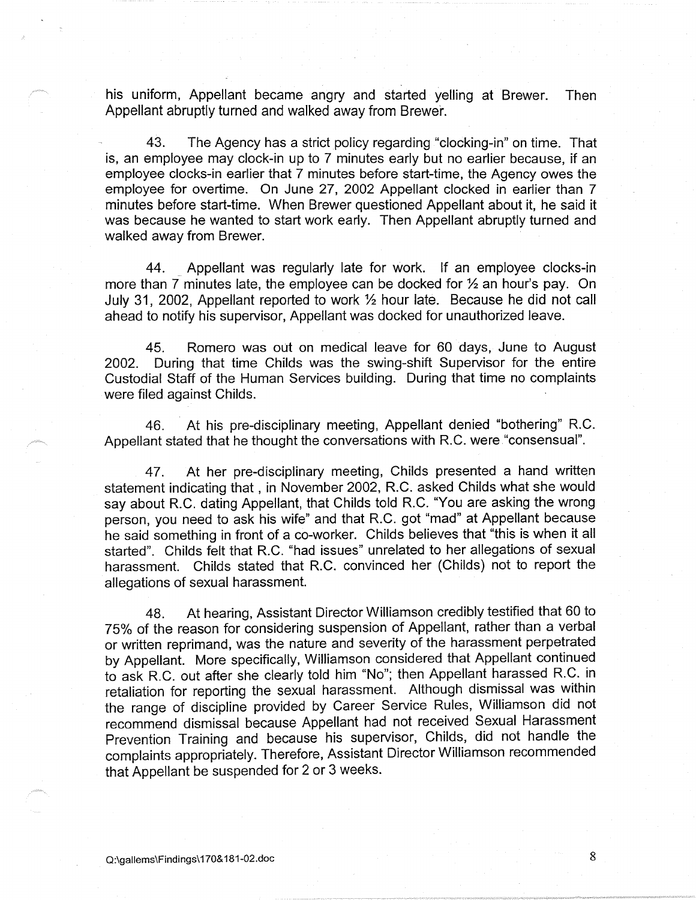his uniform, Appellant became angry and started yelling at Brewer. Then Appellant abruptly turned and walked away from Brewer.

43. The Agency has a strict policy regarding "clocking-in" on time. That is, an employee may clock-in up to 7 minutes early but no earlier because, if an employee clocks-in earlier that 7 minutes before start-time, the Agency owes the employee for overtime. On June 27, 2002 Appellant clocked in earlier than 7 minutes before start-time. When Brewer questioned Appellant about it, he said it was because he wanted to start work early. Then Appellant abruptly turned and walked away from Brewer.

44. Appellant was regularly late for work. If an employee clocks-in more than 7 minutes late, the employee can be docked for ½ an hour's pay. On July 31, 2002, Appellant reported to work ½ hour late. Because he did not call ahead to notify his supervisor, Appellant was docked for unauthorized leave.

45. Romero was out on medical leave for 60 days, June to August 2002. During that time Childs was the swing-shift Supervisor for the entire Custodial Staff of the Human Services building. During that time no complaints were filed against Childs.

46. At his pre-disciplinary meeting, Appellant denied "bothering" R.C. Appellant stated that he thought the conversations with R.C. were "consensual".

47. At her pre-disciplinary meeting, Childs presented a hand written statement indicating that , in November 2002, R.C. asked Childs what she would say about R.C. dating Appellant, that Childs told R.C. "You are asking the wrong person, you need to ask his wife" and that R.C. got "mad" at Appellant because he said something in front of a co-worker. Childs believes that "this is when it all started". Childs felt that R.C. "had issues" unrelated to her allegations of sexual harassment. Childs stated that R.C. convinced her (Childs) not to report the allegations of sexual harassment.

48. At hearing, Assistant Director Williamson credibly testified that 60 to 75% of the reason for considering suspension of Appellant, rather than a verbal or written reprimand, was the nature and severity of the harassment perpetrated by Appellant. More specifically, Williamson considered that Appellant continued to ask R.C. out after she clearly told him "No"; then Appellant harassed R.C. in retaliation for reporting the sexual harassment. Although dismissal was within the range of discipline provided by Career Service Rules, Williamson did not recommend dismissal because Appellant had not received Sexual Harassment Prevention Training and because his supervisor, Childs, did not handle the complaints appropriately. Therefore, Assistant Director Williamson recommended that Appellant be suspended for 2 or 3 weeks.

Q:\gallems\Findings\170&181-02.doc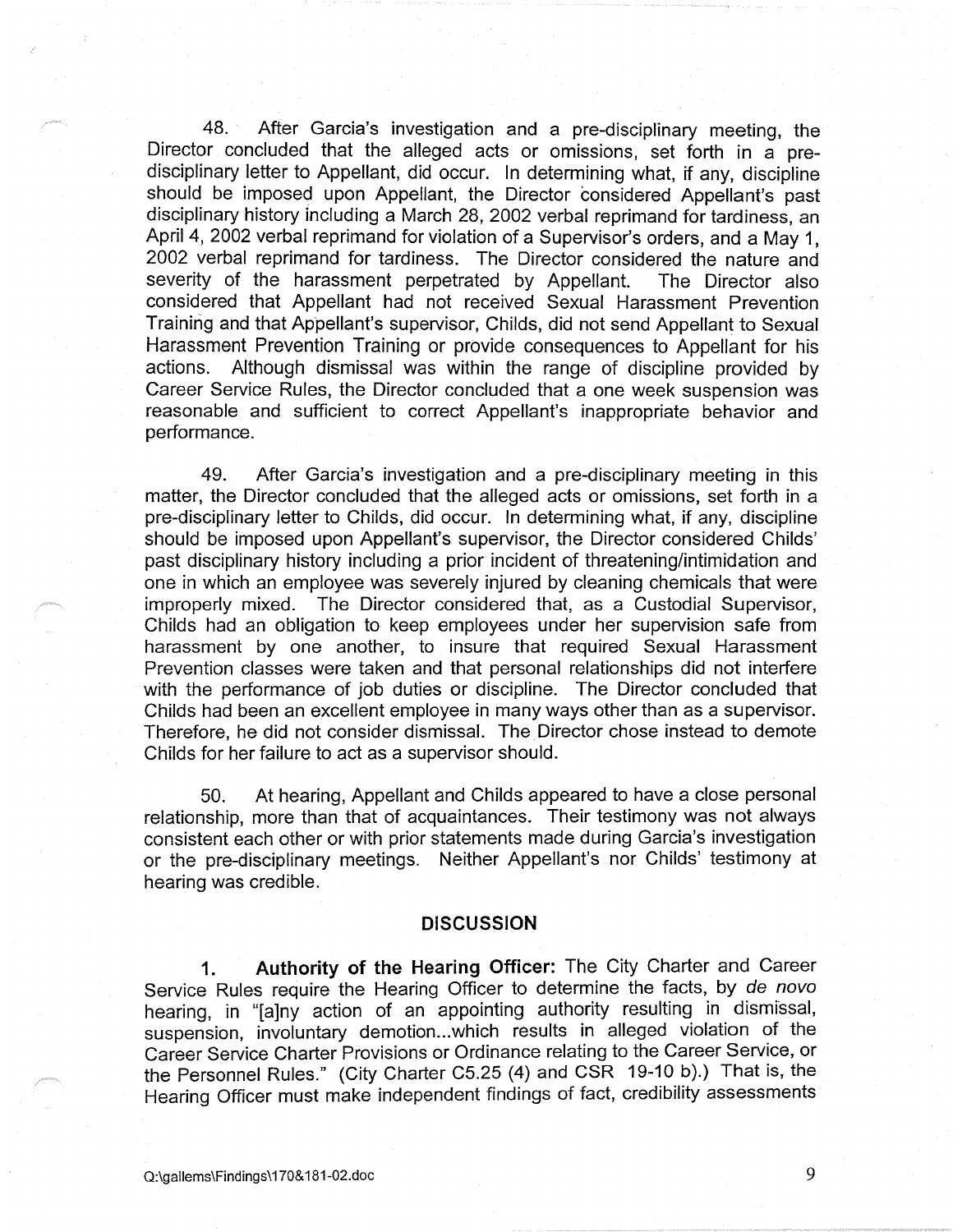48. After Garcia's investigation and a pre-disciplinary meeting, the Director concluded that the alleged acts or omissions, set forth in a pre-disciplinary letter to Appellant, did occur. In determining what, if any, discipline should be imposed upon Appellant, the Director considered Appellant's past disciplinary history including a March 28, 2002 verbal reprimand for tardiness, an April 4, 2002 verbal reprimand for violation of a Supervisor's orders, and a May 1, 2002 verbal reprimand for tardiness. The Director considered the nature and severity of the harassment perpetrated by Appellant. The Director also considered that Appellant had not received Sexual Harassment Prevention Training and that Appellant's supervisor, Childs, did not send Appellant to Sexual Harassment Prevention Training or provide consequences to Appellant for his actions. Although dismissal was within the range of discipline provided by Career Service Rules, the Director concluded that a one week suspension was reasonable and sufficient to correct Appellant's inappropriate behavior and performance.

49. After Garcia's investigation and a pre-disciplinary meeting in this matter, the Director concluded that the alleged acts or omissions, set forth in a pre-disciplinary letter to Childs, did occur. In determining what, if any, discipline should be imposed upon Appellant's supervisor, the Director considered Childs' past disciplinary history including a prior incident of threatening/intimidation and one in which an employee was severely injured by cleaning chemicals that were improperly mixed. The Director considered that, as a Custodial Supervisor, Childs had an obligation to keep employees under her supervision safe from harassment by one another, to insure that required Sexual Harassment Prevention classes were taken and that personal relationships did not interfere with the performance of job duties or discipline. The Director concluded that Childs had been an excellent employee in many ways other than as a supervisor. Therefore, he did not consider dismissal. The Director chose instead to demote Childs for her failure to act as a supervisor should.

50. At hearing, Appellant and Childs appeared to have a close personal relationship, more than that of acquaintances. Their testimony was not always consistent each other or with prior statements made during Garcia's investigation or the pre-disciplinary meetings. Neither Appellant's nor Childs' testimony at hearing was credible.

## DISCUSSION

1. **Authority of the Hearing Officer:** The City Charter and Career Service Rules require the Hearing Officer to determine the facts, by *de novo* hearing, in "[a]ny action of an appointing authority resulting in dismissal, suspension, involuntary demotion...which results in alleged violation of the Career Service Charter Provisions or Ordinance relating to the Career Service, or the Personnel Rules." (City Charter C5.25 (4) and CSR 19-10 b).) That is, the Hearing Officer must make independent findings of fact, credibility assessments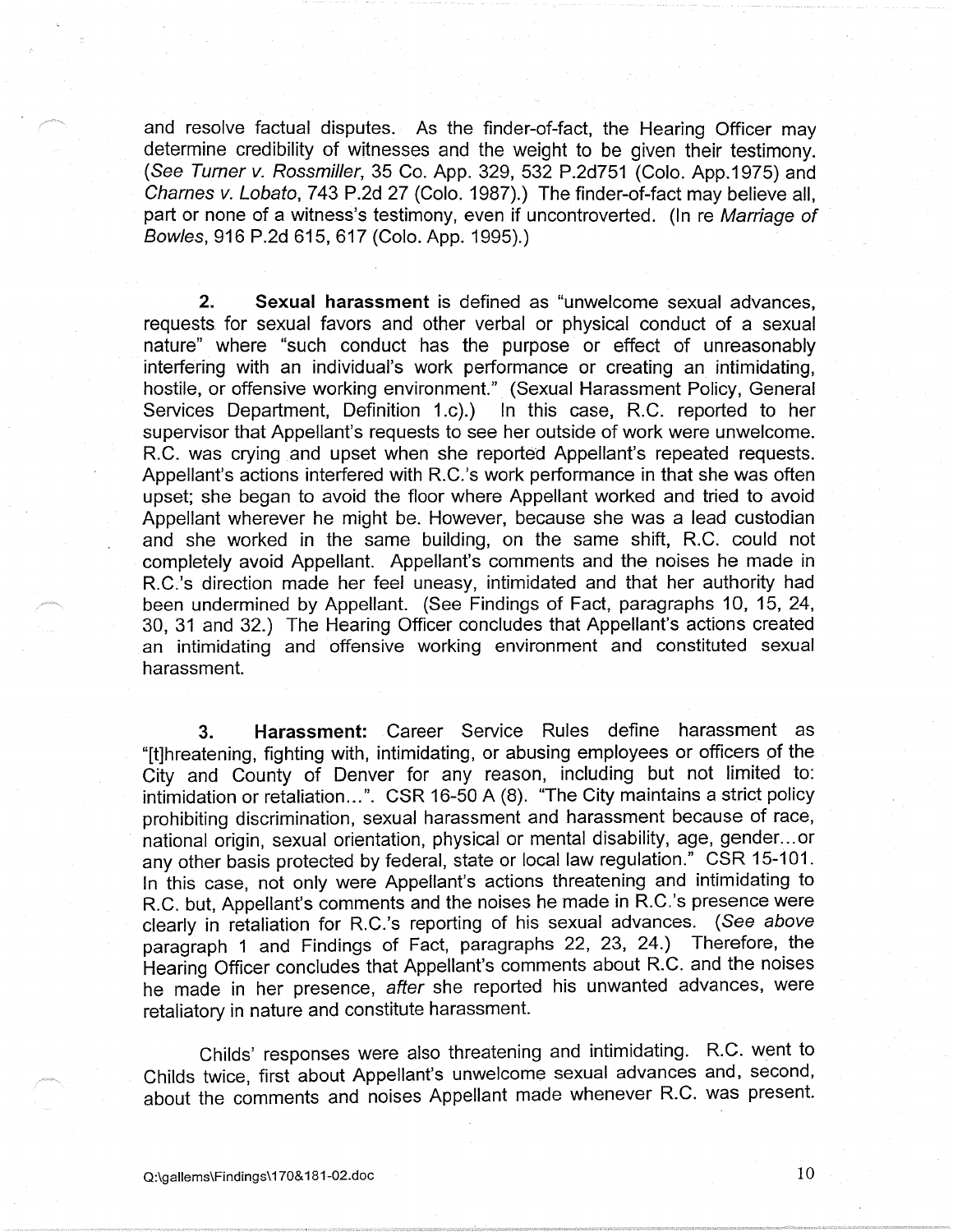and resolve factual disputes. As the finder-of-fact, the Hearing Officer may determine credibility of witnesses and the weight to be given their testimony. (*See Turner v. Rossmiller*, 35 Co. App. 329, 532 P.2d751 (Colo. App.1975) and *Charnes v. Lobato*, 743 P.2d 27 (Colo. 1987).) The finder-of-fact may believe all, part or none of a witness's testimony, even if uncontroverted. (In re *Marriage of Bowles*, 916 P.2d 615, 617 (Colo. App. 1995).)

**2. Sexual harassment** is defined as "unwelcome sexual advances, requests for sexual favors and other verbal or physical conduct of a sexual nature" where "such conduct has the purpose or effect of unreasonably interfering with an individual's work performance or creating an intimidating, hostile, or offensive working environment." (Sexual Harassment Policy, General Services Department, Definition 1.c).) In this case, R.C. reported to her supervisor that Appellant's requests to see her outside of work were unwelcome. R.C. was crying and upset when she reported Appellant's repeated requests. Appellant's actions interfered with R.C.'s work performance in that she was often upset; she began to avoid the floor where Appellant worked and tried to avoid Appellant wherever he might be. However, because she was a lead custodian and she worked in the same building, on the same shift, R.C. could not completely avoid Appellant. Appellant's comments and the noises he made in R.C.'s direction made her feel uneasy, intimidated and that her authority had been undermined by Appellant. (See Findings of Fact, paragraphs 10, 15, 24, 30, 31 and 32.) The Hearing Officer concludes that Appellant's actions created an intimidating and offensive working environment and constituted sexual harassment.

**3. Harassment:** Career Service Rules define harassment as "[t]hreatening, fighting with, intimidating, or abusing employees or officers of the City and County of Denver for any reason, including but not limited to: intimidation or retaliation...". CSR 16-50 A (8). "The City maintains a strict policy prohibiting discrimination, sexual harassment and harassment because of race, national origin, sexual orientation, physical or mental disability, age, gender...or any other basis protected by federal, state or local law regulation." CSR 15-101. In this case, not only were Appellant's actions threatening and intimidating to R.C. but, Appellant's comments and the noises he made in R.C.'s presence were clearly in retaliation for R.C.'s reporting of his sexual advances. (*See above* paragraph 1 and Findings of Fact, paragraphs 22, 23, 24.) Therefore, the Hearing Officer concludes that Appellant's comments about R.C. and the noises he made in her presence, *after* she reported his unwanted advances, were retaliatory in nature and constitute harassment.

Childs' responses were also threatening and intimidating. R.C. went to Childs twice, first about Appellant's unwelcome sexual advances and, second, about the comments and noises Appellant made whenever R.C. was present.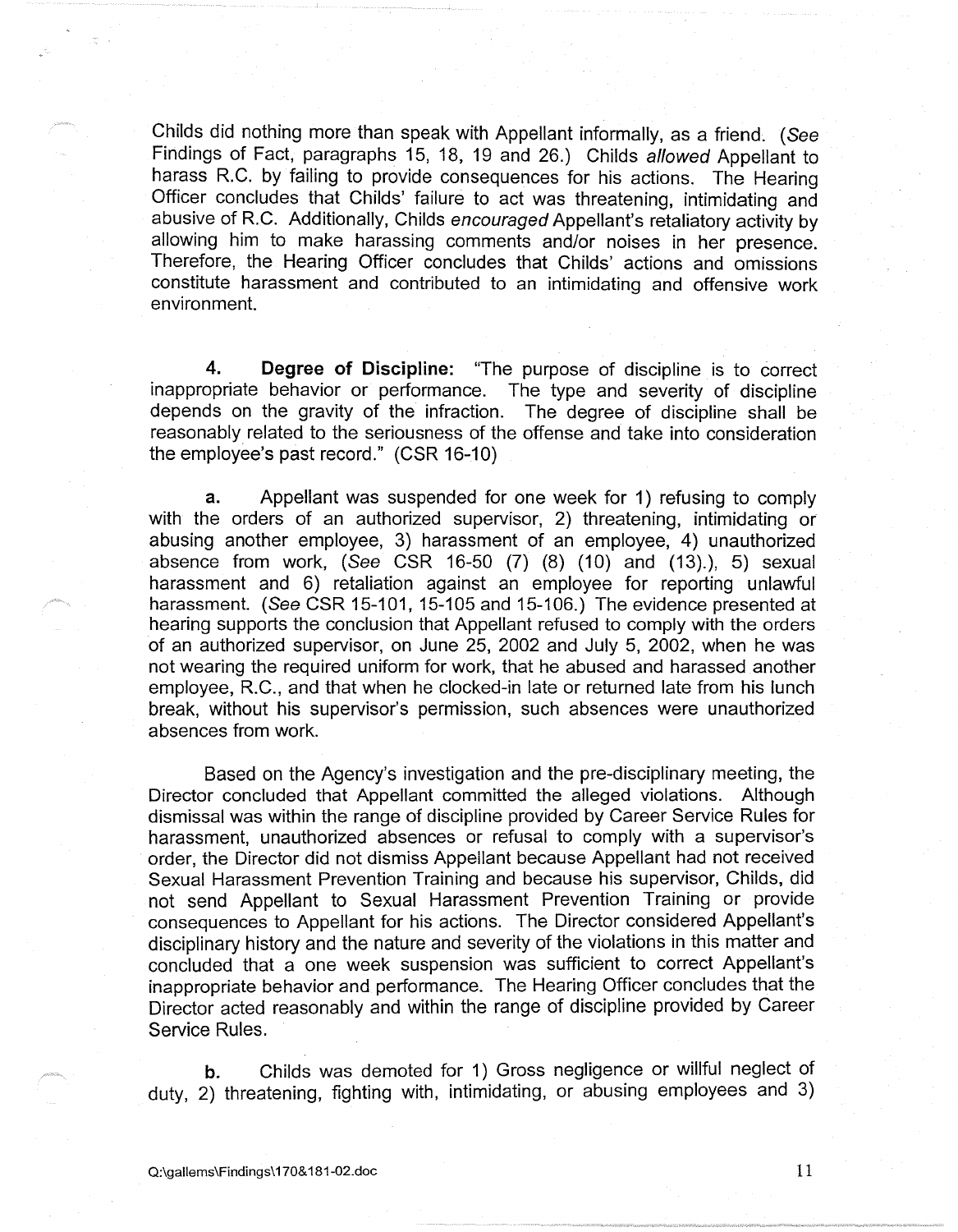Childs did nothing more than speak with Appellant informally, as a friend. (*See* Findings of Fact, paragraphs 15, 18, 19 and 26.) Childs *allowed* Appellant to harass R.C. by failing to provide consequences for his actions. The Hearing Officer concludes that Childs' failure to act was threatening, intimidating and abusive of R.C. Additionally, Childs *encouraged* Appellant's retaliatory activity by allowing him to make harassing comments and/or noises in her presence. Therefore, the Hearing Officer concludes that Childs' actions and omissions constitute harassment and contributed to an intimidating and offensive work environment.

**4. Degree of Discipline:** "The purpose of discipline is to correct inappropriate behavior or performance. The type and severity of discipline depends on the gravity of the infraction. The degree of discipline shall be reasonably related to the seriousness of the offense and take into consideration the employee's past record." (CSR 16-10)

**a.** Appellant was suspended for one week for 1) refusing to comply with the orders of an authorized supervisor, 2) threatening, intimidating or abusing another employee, 3) harassment of an employee, 4) unauthorized absence from work, (*See* CSR 16-50 (7) (8) (10) and (13).), 5) sexual harassment and 6) retaliation against an employee for reporting unlawful harassment. (*See* CSR 15-101, 15-105 and 15-106.) The evidence presented at hearing supports the conclusion that Appellant refused to comply with the orders of an authorized supervisor, on June 25, 2002 and July 5, 2002, when he was not wearing the required uniform for work, that he abused and harassed another employee, R.C., and that when he clocked-in late or returned late from his lunch break, without his supervisor's permission, such absences were unauthorized absences from work.

Based on the Agency's investigation and the pre-disciplinary meeting, the Director concluded that Appellant committed the alleged violations. Although dismissal was within the range of discipline provided by Career Service Rules for harassment, unauthorized absences or refusal to comply with a supervisor's order, the Director did not dismiss Appellant because Appellant had not received Sexual Harassment Prevention Training and because his supervisor, Childs, did not send Appellant to Sexual Harassment Prevention Training or provide consequences to Appellant for his actions. The Director considered Appellant's disciplinary history and the nature and severity of the violations in this matter and concluded that a one week suspension was sufficient to correct Appellant's inappropriate behavior and performance. The Hearing Officer concludes that the Director acted reasonably and within the range of discipline provided by Career Service Rules.

**b.** Childs was demoted for 1) Gross negligence or willful neglect of duty, 2) threatening, fighting with, intimidating, or abusing employees and 3)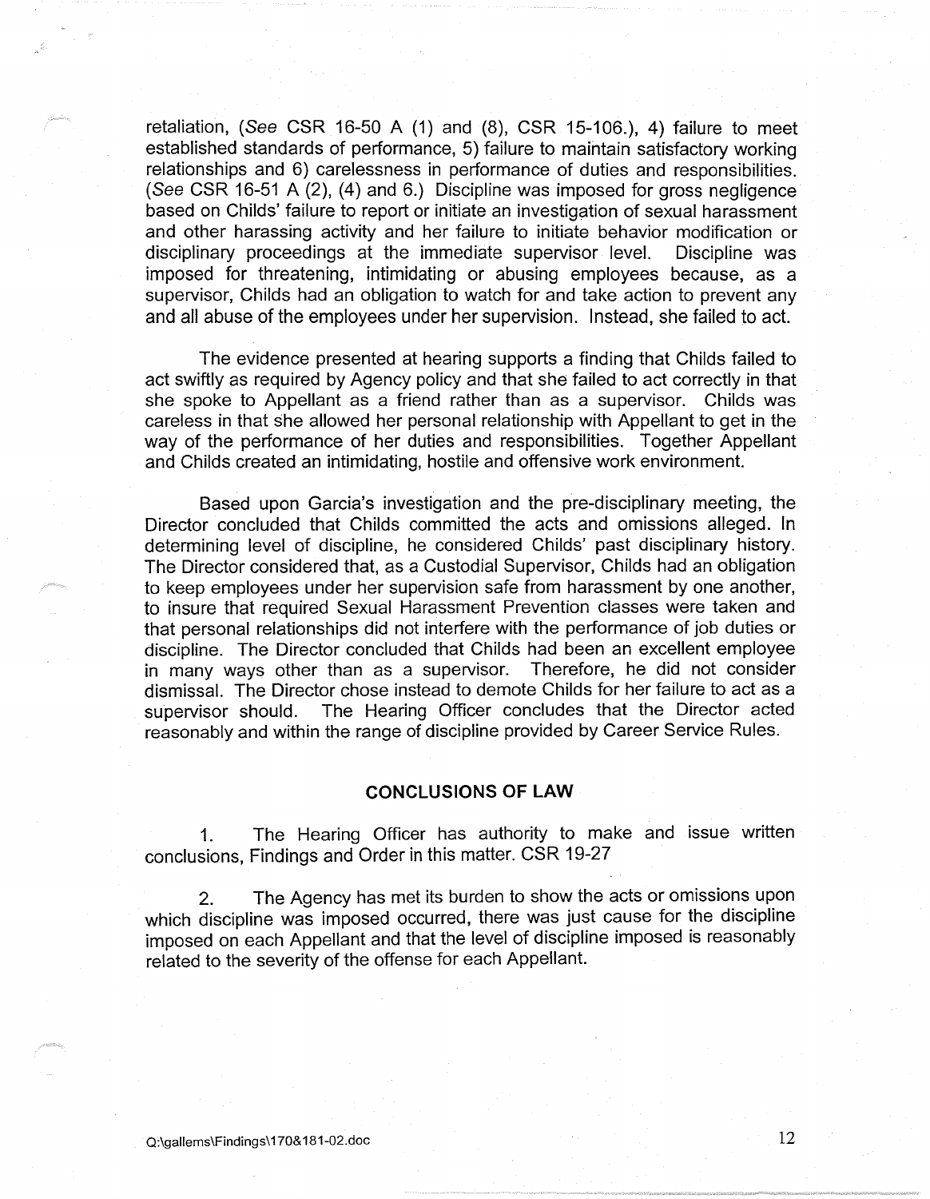retaliation, (*See* CSR 16-50 A (1) and (8), CSR 15-106.), 4) failure to meet established standards of performance, 5) failure to maintain satisfactory working relationships and 6) carelessness in performance of duties and responsibilities. (*See* CSR 16-51 A (2), (4) and 6.) Discipline was imposed for gross negligence based on Childs' failure to report or initiate an investigation of sexual harassment and other harassing activity and her failure to initiate behavior modification or disciplinary proceedings at the immediate supervisor level. Discipline was imposed for threatening, intimidating or abusing employees because, as a supervisor, Childs had an obligation to watch for and take action to prevent any and all abuse of the employees under her supervision. Instead, she failed to act.

The evidence presented at hearing supports a finding that Childs failed to act swiftly as required by Agency policy and that she failed to act correctly in that she spoke to Appellant as a friend rather than as a supervisor. Childs was careless in that she allowed her personal relationship with Appellant to get in the way of the performance of her duties and responsibilities. Together Appellant and Childs created an intimidating, hostile and offensive work environment.

Based upon Garcia's investigation and the pre-disciplinary meeting, the Director concluded that Childs committed the acts and omissions alleged. In determining level of discipline, he considered Childs' past disciplinary history. The Director considered that, as a Custodial Supervisor, Childs had an obligation to keep employees under her supervision safe from harassment by one another, to insure that required Sexual Harassment Prevention classes were taken and that personal relationships did not interfere with the performance of job duties or discipline. The Director concluded that Childs had been an excellent employee in many ways other than as a supervisor. Therefore, he did not consider dismissal. The Director chose instead to demote Childs for her failure to act as a supervisor should. The Hearing Officer concludes that the Director acted reasonably and within the range of discipline provided by Career Service Rules.

## CONCLUSIONS OF LAW

1. The Hearing Officer has authority to make and issue written conclusions, Findings and Order in this matter. CSR 19-27

2. The Agency has met its burden to show the acts or omissions upon which discipline was imposed occurred, there was just cause for the discipline imposed on each Appellant and that the level of discipline imposed is reasonably related to the severity of the offense for each Appellant.

Q:\gallems\Findings\170&181-02.doc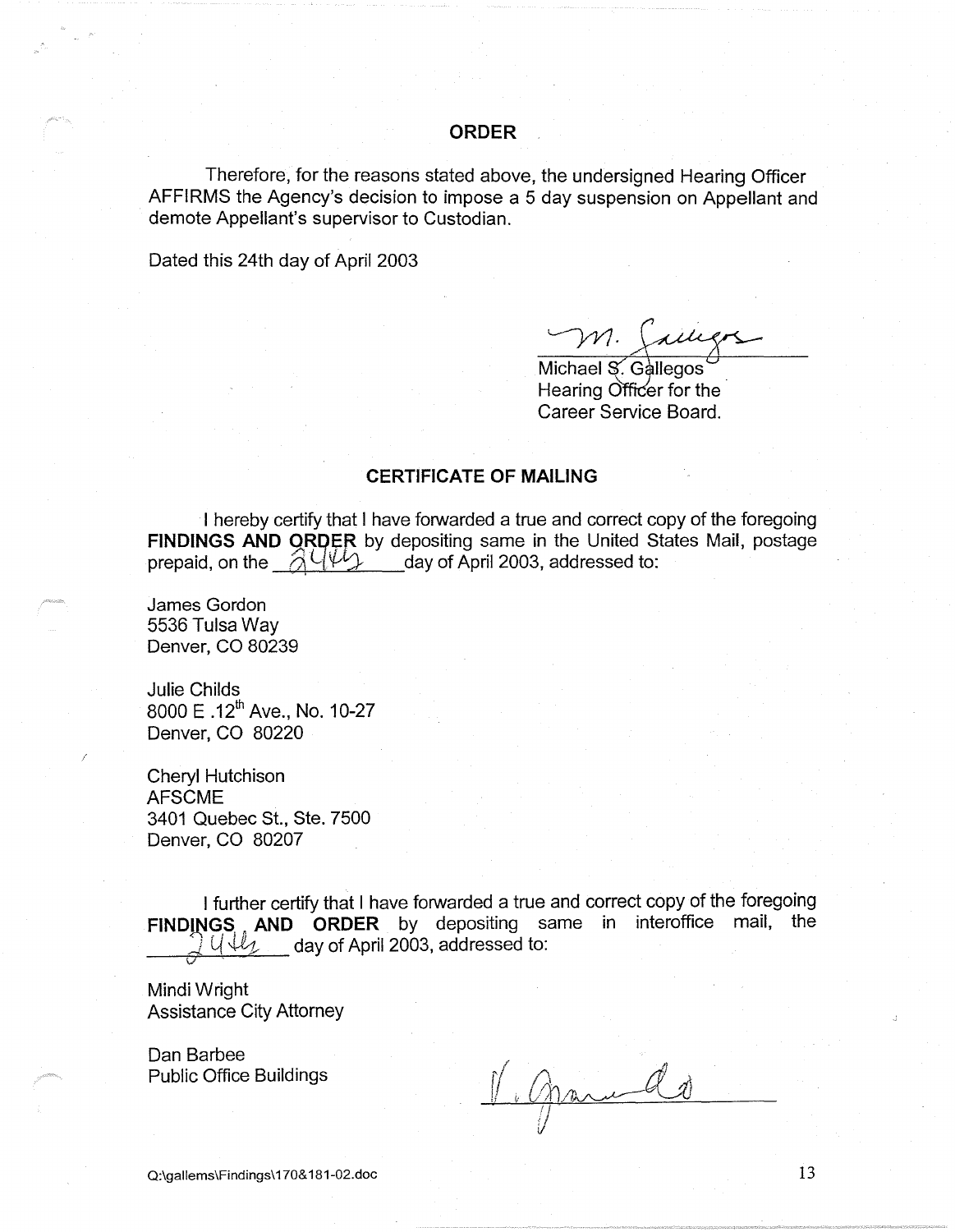## ORDER

Therefore, for the reasons stated above, the undersigned Hearing Officer AFFIRMS the Agency's decision to impose a 5 day suspension on Appellant and demote Appellant's supervisor to Custodian.

Dated this 24th day of April 2003

M. Gallegos
Michael S. Gallegos
Hearing Officer for the
Career Service Board.

## CERTIFICATE OF MAILING

I hereby certify that I have forwarded a true and correct copy of the foregoing **FINDINGS AND ORDER** by depositing same in the United States Mail, postage prepaid, on the 24th day of April 2003, addressed to:

James Gordon
5536 Tulsa Way
Denver, CO 80239

Julie Childs
8000 E .12th Ave., No. 10-27
Denver, CO 80220

Cheryl Hutchison
AFSCME
3401 Quebec St., Ste. 7500
Denver, CO 80207

I further certify that I have forwarded a true and correct copy of the foregoing **FINDINGS AND ORDER** by depositing same in interoffice mail, the 24th day of April 2003, addressed to:

Mindi Wright
Assistance City Attorney

Dan Barbee
Public Office Buildings

V. Granado

Q:\gallems\Findings\170&181-02.doc